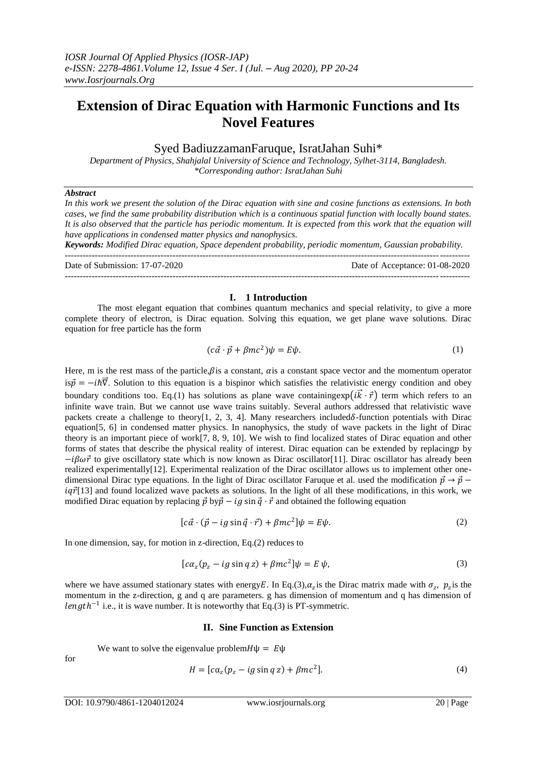# Extension of Dirac Equation with Harmonic Functions and Its Novel Features

Syed BadiuzzamanFaruque, IsratJahan Suhi*

*Department of Physics, Shahjalal University of Science and Technology, Sylhet-3114, Bangladesh.*
*\*Corresponding author: IsratJahan Suhi*

***Abstract***

*In this work we present the solution of the Dirac equation with sine and cosine functions as extensions. In both cases, we find the same probability distribution which is a continuous spatial function with locally bound states. It is also observed that the particle has periodic momentum. It is expected from this work that the equation will have applications in condensed matter physics and nanophysics.*

***Keywords:*** *Modified Dirac equation, Space dependent probability, periodic momentum, Gaussian probability.*

Date of Submission: 17-07-2020 Date of Acceptance: 01-08-2020

## I. 1 Introduction

The most elegant equation that combines quantum mechanics and special relativity, to give a more complete theory of electron, is Dirac equation. Solving this equation, we get plane wave solutions. Dirac equation for free particle has the form

$$(c\vec{\alpha}\cdot\vec{p}+\beta mc^2)\psi = E\psi. \tag{1}$$

Here, m is the rest mass of the particle,$\beta$is a constant, $\alpha$is a constant space vector and the momentum operator is$\vec{p}=-i\hbar\vec{\nabla}$. Solution to this equation is a bispinor which satisfies the relativistic energy condition and obey boundary conditions too. Eq.(1) has solutions as plane wave containing$\exp(i\vec{k}\cdot\vec{r})$ term which refers to an infinite wave train. But we cannot use wave trains suitably. Several authors addressed that relativistic wave packets create a challenge to theory[1, 2, 3, 4]. Many researchers included$\delta$-function potentials with Dirac equation[5, 6] in condensed matter physics. In nanophysics, the study of wave packets in the light of Dirac theory is an important piece of work[7, 8, 9, 10]. We wish to find localized states of Dirac equation and other forms of states that describe the physical reality of interest. Dirac equation can be extended by replacing$p$ by $-i\beta\omega\vec{r}$ to give oscillatory state which is now known as Dirac oscillator[11]. Dirac oscillator has already been realized experimentally[12]. Experimental realization of the Dirac oscillator allows us to implement other one-dimensional Dirac type equations. In the light of Dirac oscillator Faruque et al. used the modification $\vec{p}\rightarrow\vec{p}-iq\vec{r}$[13] and found localized wave packets as solutions. In the light of all these modifications, in this work, we modified Dirac equation by replacing $\vec{p}$ by$\vec{p}-ig\sin\vec{q}\cdot\vec{r}$ and obtained the following equation

$$[c\vec{\alpha}\cdot(\vec{p}-ig\sin\vec{q}\cdot\vec{r})+\beta mc^2]\psi = E\psi. \tag{2}$$

In one dimension, say, for motion in z-direction, Eq.(2) reduces to

$$[c\alpha_z(p_z-ig\sin q\,z)+\beta mc^2]\psi = E\,\psi, \tag{3}$$

where we have assumed stationary states with energy$E$. In Eq.(3),$\alpha_z$is the Dirac matrix made with $\sigma_z$, $p_z$is the momentum in the z-direction, g and q are parameters. g has dimension of momentum and q has dimension of $length^{-1}$ i.e., it is wave number. It is noteworthy that Eq.(3) is PT-symmetric.

## II. Sine Function as Extension

We want to solve the eigenvalue problem$H\psi = E\psi$

for

$$H = [c\alpha_z(p_z-ig\sin q\,z)+\beta mc^2]. \tag{4}$$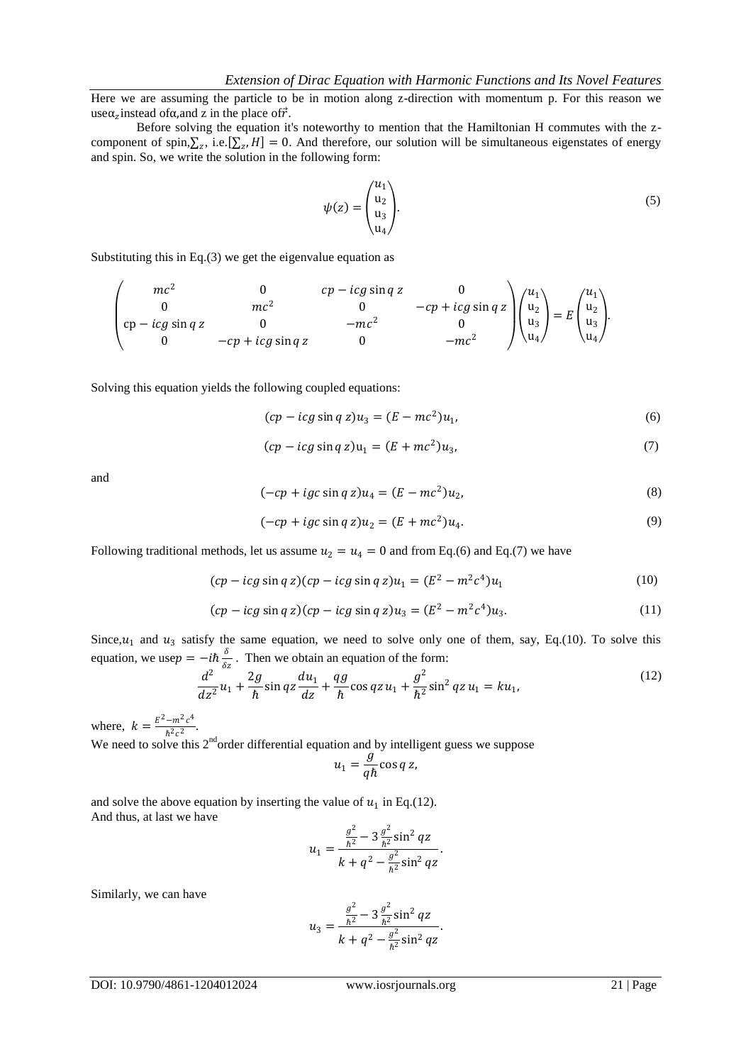Here we are assuming the particle to be in motion along z-direction with momentum p. For this reason we use $\alpha_z$ instead of $\alpha$, and z in the place of $\vec{r}$.

Before solving the equation it's noteworthy to mention that the Hamiltonian H commutes with the z-component of spin, $\sum_z$, i.e. $[\sum_z, H] = 0$. And therefore, our solution will be simultaneous eigenstates of energy and spin. So, we write the solution in the following form:

$$\psi(z) = \begin{pmatrix} u_1 \\ u_2 \\ u_3 \\ u_4 \end{pmatrix}. \tag{5}$$

Substituting this in Eq.(3) we get the eigenvalue equation as

$$\begin{pmatrix} mc^2 & 0 & cp - icg\sin q\,z & 0 \\ 0 & mc^2 & 0 & -cp + icg\sin q\,z \\ \mathrm{cp} - icg\sin q\,z & 0 & -mc^2 & 0 \\ 0 & -cp + icg\sin q\,z & 0 & -mc^2 \end{pmatrix} \begin{pmatrix} u_1 \\ u_2 \\ u_3 \\ u_4 \end{pmatrix} = E \begin{pmatrix} u_1 \\ u_2 \\ u_3 \\ u_4 \end{pmatrix}.$$

Solving this equation yields the following coupled equations:

$$(cp - icg\sin q\,z)u_3 = (E - mc^2)u_1, \tag{6}$$

$$(cp - icg\sin q\,z)u_1 = (E + mc^2)u_3, \tag{7}$$

and

$$(-cp + igc\sin q\,z)u_4 = (E - mc^2)u_2, \tag{8}$$

$$(-cp + igc\sin q\,z)u_2 = (E + mc^2)u_4. \tag{9}$$

Following traditional methods, let us assume $u_2 = u_4 = 0$ and from Eq.(6) and Eq.(7) we have

$$(cp - icg\sin q\,z)(cp - icg\sin q\,z)u_1 = (E^2 - m^2c^4)u_1 \tag{10}$$

$$(cp - icg\sin q\,z)(cp - icg\sin q\,z)u_3 = (E^2 - m^2c^4)u_3. \tag{11}$$

Since, $u_1$ and $u_3$ satisfy the same equation, we need to solve only one of them, say, Eq.(10). To solve this equation, we use $p = -i\hbar\frac{\delta}{\delta z}$. Then we obtain an equation of the form:

$$\frac{d^2}{dz^2}u_1 + \frac{2g}{\hbar}\sin qz\frac{du_1}{dz} + \frac{qg}{\hbar}\cos qz\,u_1 + \frac{g^2}{\hbar^2}\sin^2 qz\,u_1 = ku_1, \tag{12}$$

where, $k = \frac{E^2 - m^2c^4}{\hbar^2c^2}$.

We need to solve this 2[nd] order differential equation and by intelligent guess we suppose

$$u_1 = \frac{g}{q\hbar}\cos q\,z,$$

and solve the above equation by inserting the value of $u_1$ in Eq.(12).

And thus, at last we have

$$u_1 = \frac{\frac{g^2}{\hbar^2} - 3\frac{g^2}{\hbar^2}\sin^2 qz}{k + q^2 - \frac{g^2}{\hbar^2}\sin^2 qz}.$$

Similarly, we can have

$$u_3 = \frac{\frac{g^2}{\hbar^2} - 3\frac{g^2}{\hbar^2}\sin^2 qz}{k + q^2 - \frac{g^2}{\hbar^2}\sin^2 qz}.$$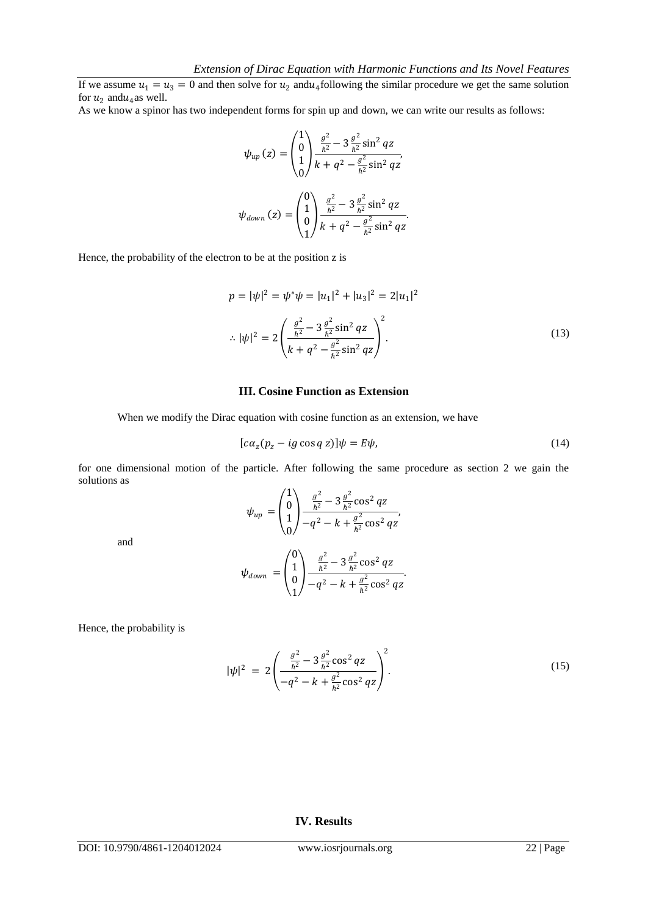If we assume $u_1 = u_3 = 0$ and then solve for $u_2$ and $u_4$ following the similar procedure we get the same solution for $u_2$ and $u_4$ as well.

As we know a spinor has two independent forms for spin up and down, we can write our results as follows:

$$\psi_{up}(z) = \begin{pmatrix} 1 \\ 0 \\ 1 \\ 0 \end{pmatrix} \frac{\frac{g^2}{\hbar^2} - 3\frac{g^2}{\hbar^2}\sin^2 qz}{k + q^2 - \frac{g^2}{\hbar^2}\sin^2 qz},$$

$$\psi_{down}(z) = \begin{pmatrix} 0 \\ 1 \\ 0 \\ 1 \end{pmatrix} \frac{\frac{g^2}{\hbar^2} - 3\frac{g^2}{\hbar^2}\sin^2 qz}{k + q^2 - \frac{g^2}{\hbar^2}\sin^2 qz}.$$

Hence, the probability of the electron to be at the position z is

$$p = |\psi|^2 = \psi^*\psi = |u_1|^2 + |u_3|^2 = 2|u_1|^2$$

$$\therefore |\psi|^2 = 2\left(\frac{\frac{g^2}{\hbar^2} - 3\frac{g^2}{\hbar^2}\sin^2 qz}{k + q^2 - \frac{g^2}{\hbar^2}\sin^2 qz}\right)^2. \tag{13}$$

## III. Cosine Function as Extension

When we modify the Dirac equation with cosine function as an extension, we have

$$[c\alpha_z(p_z - ig\cos q\, z)]\psi = E\psi, \tag{14}$$

for one dimensional motion of the particle. After following the same procedure as section 2 we gain the solutions as

$$\psi_{up} = \begin{pmatrix} 1 \\ 0 \\ 1 \\ 0 \end{pmatrix} \frac{\frac{g^2}{\hbar^2} - 3\frac{g^2}{\hbar^2}\cos^2 qz}{-q^2 - k + \frac{g^2}{\hbar^2}\cos^2 qz},$$

and

$$\psi_{down} = \begin{pmatrix} 0 \\ 1 \\ 0 \\ 1 \end{pmatrix} \frac{\frac{g^2}{\hbar^2} - 3\frac{g^2}{\hbar^2}\cos^2 qz}{-q^2 - k + \frac{g^2}{\hbar^2}\cos^2 qz}.$$

Hence, the probability is

$$|\psi|^2 = 2\left(\frac{\frac{g^2}{\hbar^2} - 3\frac{g^2}{\hbar^2}\cos^2 qz}{-q^2 - k + \frac{g^2}{\hbar^2}\cos^2 qz}\right)^2. \tag{15}$$

## IV. Results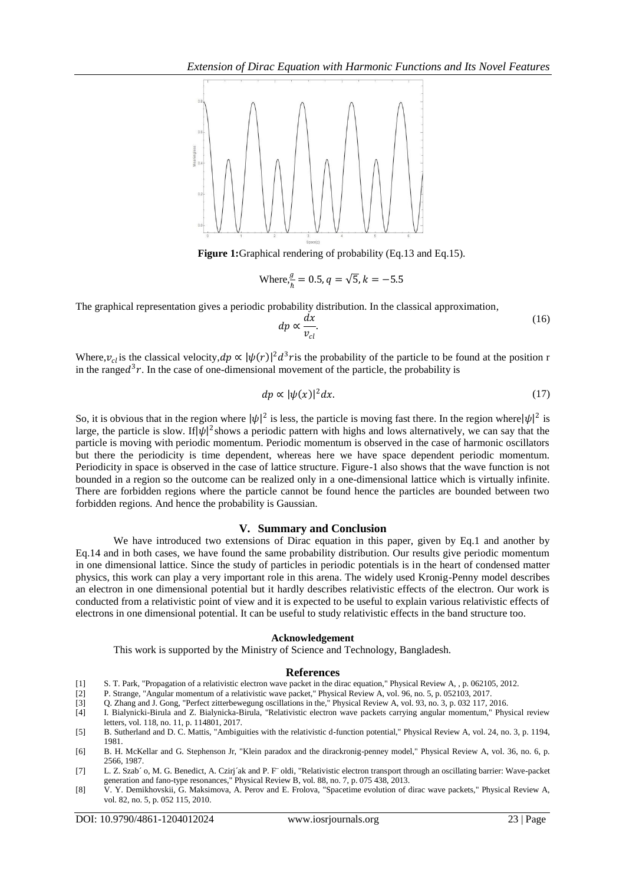**Figure 1:** Graphical rendering of probability (Eq.13 and Eq.15).

Where, $\frac{g}{\hbar} = 0.5, q = \sqrt{5}, k = -5.5$

The graphical representation gives a periodic probability distribution. In the classical approximation,

$$dp \propto \frac{dx}{v_{cl}}. \tag{16}$$

Where, $v_{cl}$ is the classical velocity, $dp \propto |\psi(r)|^2 d^3r$ is the probability of the particle to be found at the position r in the range $d^3r$. In the case of one-dimensional movement of the particle, the probability is

$$dp \propto |\psi(x)|^2 dx. \tag{17}$$

So, it is obvious that in the region where $|\psi|^2$ is less, the particle is moving fast there. In the region where $|\psi|^2$ is large, the particle is slow. If $|\psi|^2$ shows a periodic pattern with highs and lows alternatively, we can say that the particle is moving with periodic momentum. Periodic momentum is observed in the case of harmonic oscillators but there the periodicity is time dependent, whereas here we have space dependent periodic momentum. Periodicity in space is observed in the case of lattice structure. Figure-1 also shows that the wave function is not bounded in a region so the outcome can be realized only in a one-dimensional lattice which is virtually infinite. There are forbidden regions where the particle cannot be found hence the particles are bounded between two forbidden regions. And hence the probability is Gaussian.

## V. Summary and Conclusion

We have introduced two extensions of Dirac equation in this paper, given by Eq.1 and another by Eq.14 and in both cases, we have found the same probability distribution. Our results give periodic momentum in one dimensional lattice. Since the study of particles in periodic potentials is in the heart of condensed matter physics, this work can play a very important role in this arena. The widely used Kronig-Penny model describes an electron in one dimensional potential but it hardly describes relativistic effects of the electron. Our work is conducted from a relativistic point of view and it is expected to be useful to explain various relativistic effects of electrons in one dimensional potential. It can be useful to study relativistic effects in the band structure too.

### Acknowledgement

This work is supported by the Ministry of Science and Technology, Bangladesh.

### References

[1] S. T. Park, "Propagation of a relativistic electron wave packet in the dirac equation," Physical Review A, , p. 062105, 2012.

[2] P. Strange, "Angular momentum of a relativistic wave packet," Physical Review A, vol. 96, no. 5, p. 052103, 2017.

[3] Q. Zhang and J. Gong, "Perfect zitterbewegung oscillations in the," Physical Review A, vol. 93, no. 3, p. 032 117, 2016.

[4] I. Bialynicki-Birula and Z. Bialynicka-Birula, "Relativistic electron wave packets carrying angular momentum," Physical review letters, vol. 118, no. 11, p. 114801, 2017.

[5] B. Sutherland and D. C. Mattis, "Ambiguities with the relativistic d-function potential," Physical Review A, vol. 24, no. 3, p. 1194, 1981.

[6] B. H. McKellar and G. Stephenson Jr, "Klein paradox and the dirackronig-penney model," Physical Review A, vol. 36, no. 6, p. 2566, 1987.

[7] L. Z. Szab´ o, M. G. Benedict, A. Czirj´ak and P. F¨ oldi, "Relativistic electron transport through an oscillating barrier: Wave-packet generation and fano-type resonances," Physical Review B, vol. 88, no. 7, p. 075 438, 2013.

[8] V. Y. Demikhovskii, G. Maksimova, A. Perov and E. Frolova, "Spacetime evolution of dirac wave packets," Physical Review A, vol. 82, no. 5, p. 052 115, 2010.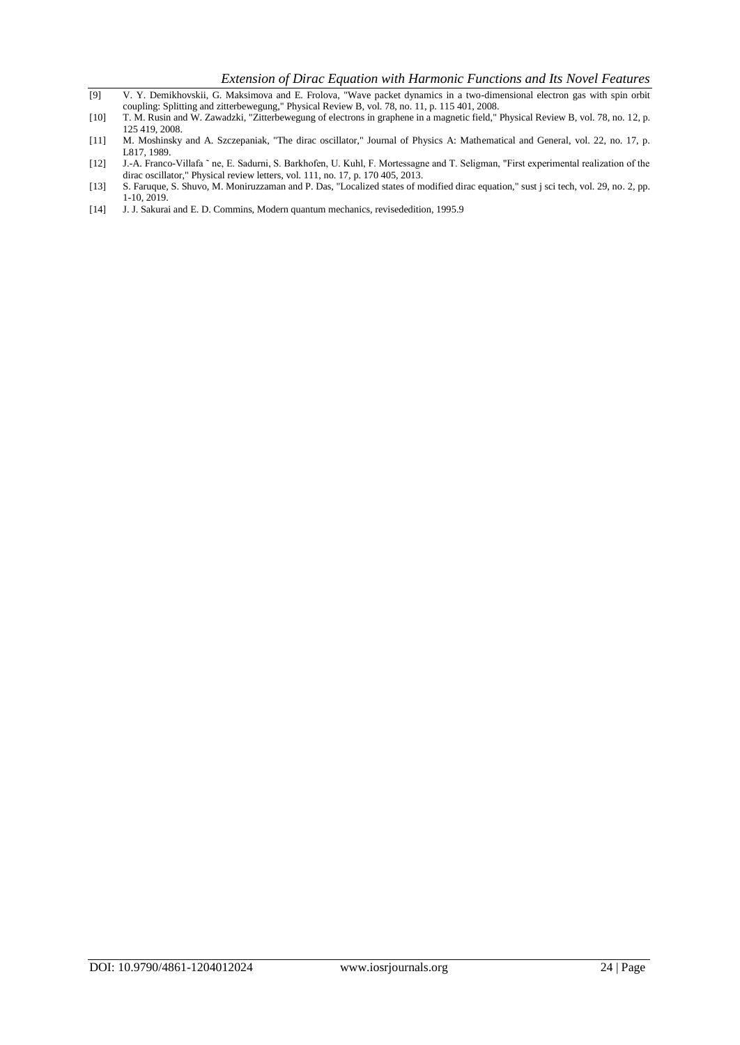[9] V. Y. Demikhovskii, G. Maksimova and E. Frolova, "Wave packet dynamics in a two-dimensional electron gas with spin orbit coupling: Splitting and zitterbewegung," Physical Review B, vol. 78, no. 11, p. 115 401, 2008.

[10] T. M. Rusin and W. Zawadzki, "Zitterbewegung of electrons in graphene in a magnetic field," Physical Review B, vol. 78, no. 12, p. 125 419, 2008.

[11] M. Moshinsky and A. Szczepaniak, "The dirac oscillator," Journal of Physics A: Mathematical and General, vol. 22, no. 17, p. L817, 1989.

[12] J.-A. Franco-Villafa ˜ ne, E. Sadurni, S. Barkhofen, U. Kuhl, F. Mortessagne and T. Seligman, "First experimental realization of the dirac oscillator," Physical review letters, vol. 111, no. 17, p. 170 405, 2013.

[13] S. Faruque, S. Shuvo, M. Moniruzzaman and P. Das, "Localized states of modified dirac equation," sust j sci tech, vol. 29, no. 2, pp. 1-10, 2019.

[14] J. J. Sakurai and E. D. Commins, Modern quantum mechanics, revisededition, 1995.9